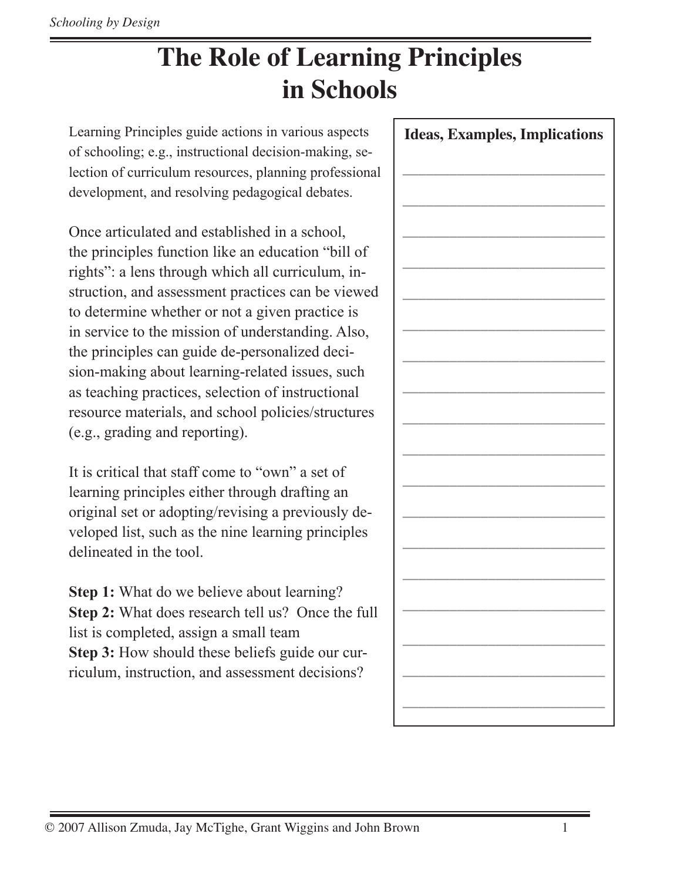# The Role of Learning Principles in Schools

Learning Principles guide actions in various aspects of schooling; e.g., instructional decision-making, selection of curriculum resources, planning professional development, and resolving pedagogical debates.

Once articulated and established in a school, the principles function like an education "bill of rights": a lens through which all curriculum, instruction, and assessment practices can be viewed to determine whether or not a given practice is in service to the mission of understanding. Also, the principles can guide de-personalized decision-making about learning-related issues, such as teaching practices, selection of instructional resource materials, and school policies/structures (e.g., grading and reporting).

It is critical that staff come to "own" a set of learning principles either through drafting an original set or adopting/revising a previously developed list, such as the nine learning principles delineated in the tool.

**Step 1:** What do we believe about learning?
**Step 2:** What does research tell us? Once the full list is completed, assign a small team
**Step 3:** How should these beliefs guide our curriculum, instruction, and assessment decisions?

**Ideas, Examples, Implications**

_______________________________

_______________________________

_______________________________

_______________________________

_______________________________

_______________________________

_______________________________

_______________________________

_______________________________

_______________________________

_______________________________

_______________________________

_______________________________

_______________________________

_______________________________

_______________________________

_______________________________

_______________________________

© 2007 Allison Zmuda, Jay McTighe, Grant Wiggins and John Brown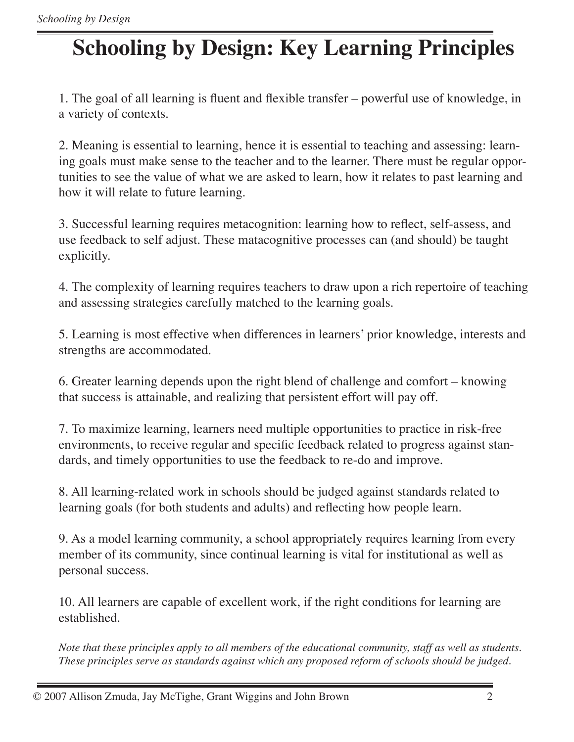# Schooling by Design: Key Learning Principles

1. The goal of all learning is fluent and flexible transfer – powerful use of knowledge, in a variety of contexts.

2. Meaning is essential to learning, hence it is essential to teaching and assessing: learning goals must make sense to the teacher and to the learner. There must be regular opportunities to see the value of what we are asked to learn, how it relates to past learning and how it will relate to future learning.

3. Successful learning requires metacognition: learning how to reflect, self-assess, and use feedback to self adjust. These matacognitive processes can (and should) be taught explicitly.

4. The complexity of learning requires teachers to draw upon a rich repertoire of teaching and assessing strategies carefully matched to the learning goals.

5. Learning is most effective when differences in learners' prior knowledge, interests and strengths are accommodated.

6. Greater learning depends upon the right blend of challenge and comfort – knowing that success is attainable, and realizing that persistent effort will pay off.

7. To maximize learning, learners need multiple opportunities to practice in risk-free environments, to receive regular and specific feedback related to progress against standards, and timely opportunities to use the feedback to re-do and improve.

8. All learning-related work in schools should be judged against standards related to learning goals (for both students and adults) and reflecting how people learn.

9. As a model learning community, a school appropriately requires learning from every member of its community, since continual learning is vital for institutional as well as personal success.

10. All learners are capable of excellent work, if the right conditions for learning are established.

*Note that these principles apply to all members of the educational community, staff as well as students. These principles serve as standards against which any proposed reform of schools should be judged.*

© 2007 Allison Zmuda, Jay McTighe, Grant Wiggins and John Brown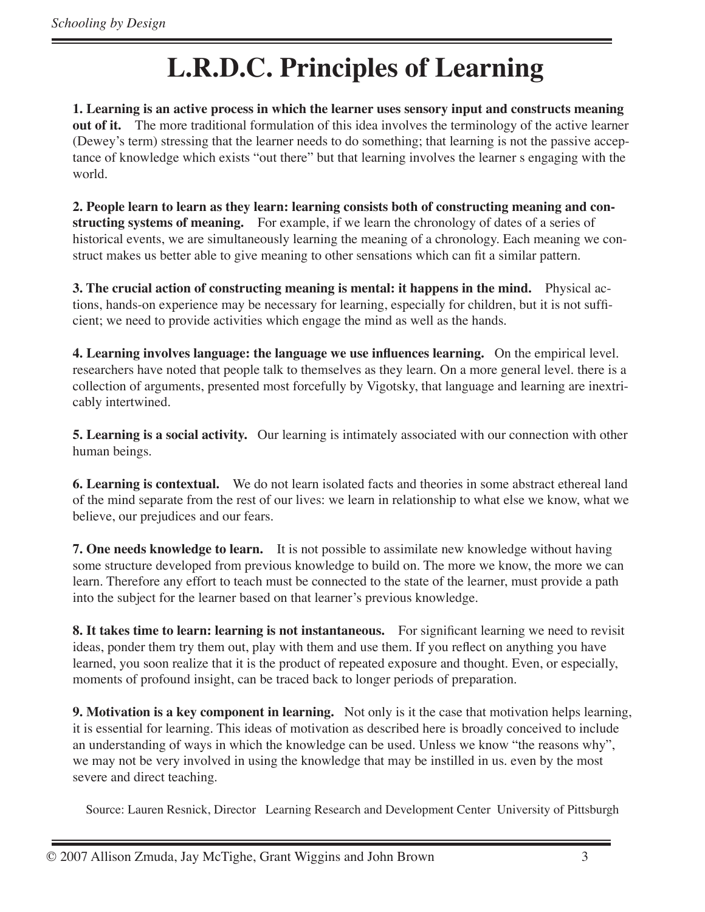# L.R.D.C. Principles of Learning

**1. Learning is an active process in which the learner uses sensory input and constructs meaning out of it.** The more traditional formulation of this idea involves the terminology of the active learner (Dewey's term) stressing that the learner needs to do something; that learning is not the passive acceptance of knowledge which exists "out there" but that learning involves the learner s engaging with the world.

**2. People learn to learn as they learn: learning consists both of constructing meaning and constructing systems of meaning.** For example, if we learn the chronology of dates of a series of historical events, we are simultaneously learning the meaning of a chronology. Each meaning we construct makes us better able to give meaning to other sensations which can fit a similar pattern.

**3. The crucial action of constructing meaning is mental: it happens in the mind.** Physical actions, hands-on experience may be necessary for learning, especially for children, but it is not sufficient; we need to provide activities which engage the mind as well as the hands.

**4. Learning involves language: the language we use influences learning.** On the empirical level. researchers have noted that people talk to themselves as they learn. On a more general level. there is a collection of arguments, presented most forcefully by Vigotsky, that language and learning are inextricably intertwined.

**5. Learning is a social activity.** Our learning is intimately associated with our connection with other human beings.

**6. Learning is contextual.** We do not learn isolated facts and theories in some abstract ethereal land of the mind separate from the rest of our lives: we learn in relationship to what else we know, what we believe, our prejudices and our fears.

**7. One needs knowledge to learn.** It is not possible to assimilate new knowledge without having some structure developed from previous knowledge to build on. The more we know, the more we can learn. Therefore any effort to teach must be connected to the state of the learner, must provide a path into the subject for the learner based on that learner's previous knowledge.

**8. It takes time to learn: learning is not instantaneous.** For significant learning we need to revisit ideas, ponder them try them out, play with them and use them. If you reflect on anything you have learned, you soon realize that it is the product of repeated exposure and thought. Even, or especially, moments of profound insight, can be traced back to longer periods of preparation.

**9. Motivation is a key component in learning.** Not only is it the case that motivation helps learning, it is essential for learning. This ideas of motivation as described here is broadly conceived to include an understanding of ways in which the knowledge can be used. Unless we know "the reasons why", we may not be very involved in using the knowledge that may be instilled in us. even by the most severe and direct teaching.

Source: Lauren Resnick, Director Learning Research and Development Center University of Pittsburgh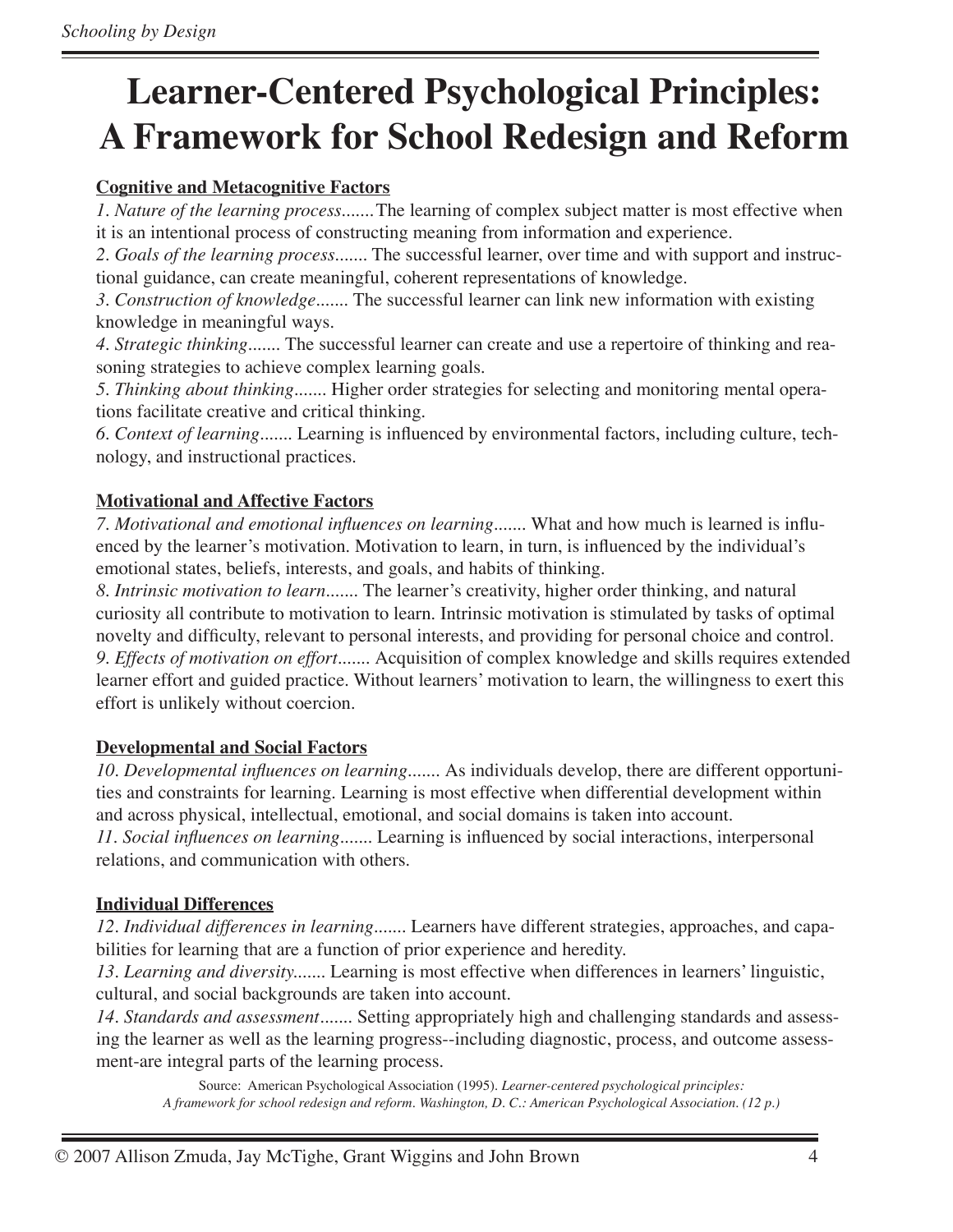# Learner-Centered Psychological Principles: A Framework for School Redesign and Reform

**Cognitive and Metacognitive Factors**

*1. Nature of the learning process.......*The learning of complex subject matter is most effective when it is an intentional process of constructing meaning from information and experience.

*2. Goals of the learning process.......* The successful learner, over time and with support and instructional guidance, can create meaningful, coherent representations of knowledge.

*3. Construction of knowledge.......* The successful learner can link new information with existing knowledge in meaningful ways.

*4. Strategic thinking.......* The successful learner can create and use a repertoire of thinking and reasoning strategies to achieve complex learning goals.

*5. Thinking about thinking.......* Higher order strategies for selecting and monitoring mental operations facilitate creative and critical thinking.

*6. Context of learning.......* Learning is influenced by environmental factors, including culture, technology, and instructional practices.

**Motivational and Affective Factors**

*7. Motivational and emotional influences on learning.......* What and how much is learned is influenced by the learner's motivation. Motivation to learn, in turn, is influenced by the individual's emotional states, beliefs, interests, and goals, and habits of thinking.

*8. Intrinsic motivation to learn.......* The learner's creativity, higher order thinking, and natural curiosity all contribute to motivation to learn. Intrinsic motivation is stimulated by tasks of optimal novelty and difficulty, relevant to personal interests, and providing for personal choice and control.

*9. Effects of motivation on effort.......* Acquisition of complex knowledge and skills requires extended learner effort and guided practice. Without learners' motivation to learn, the willingness to exert this effort is unlikely without coercion.

**Developmental and Social Factors**

*10. Developmental influences on learning.......* As individuals develop, there are different opportunities and constraints for learning. Learning is most effective when differential development within and across physical, intellectual, emotional, and social domains is taken into account.

*11. Social influences on learning.......* Learning is influenced by social interactions, interpersonal relations, and communication with others.

**Individual Differences**

*12. Individual differences in learning.......* Learners have different strategies, approaches, and capabilities for learning that are a function of prior experience and heredity.

*13. Learning and diversity.......* Learning is most effective when differences in learners' linguistic, cultural, and social backgrounds are taken into account.

*14. Standards and assessment.......* Setting appropriately high and challenging standards and assessing the learner as well as the learning progress--including diagnostic, process, and outcome assessment-are integral parts of the learning process.

Source: American Psychological Association (1995). *Learner-centered psychological principles: A framework for school redesign and reform. Washington, D. C.: American Psychological Association. (12 p.)*

© 2007 Allison Zmuda, Jay McTighe, Grant Wiggins and John Brown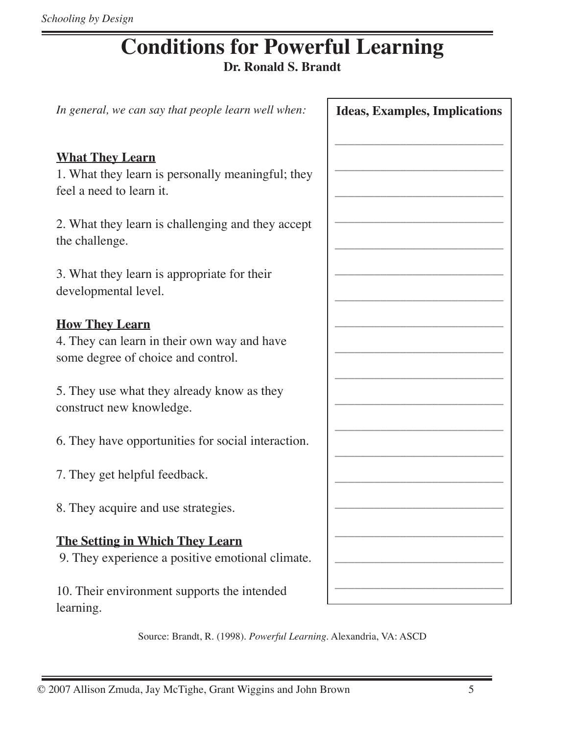# Conditions for Powerful Learning

**Dr. Ronald S. Brandt**

*In general, we can say that people learn well when:*

**What They Learn**

1. What they learn is personally meaningful; they feel a need to learn it.

2. What they learn is challenging and they accept the challenge.

3. What they learn is appropriate for their developmental level.

**How They Learn**

4. They can learn in their own way and have some degree of choice and control.

5. They use what they already know as they construct new knowledge.

6. They have opportunities for social interaction.

7. They get helpful feedback.

8. They acquire and use strategies.

**The Setting in Which They Learn**

9. They experience a positive emotional climate.

10. Their environment supports the intended learning.

**Ideas, Examples, Implications**

______________________________

______________________________

______________________________

______________________________

______________________________

______________________________

______________________________

______________________________

______________________________

______________________________

______________________________

______________________________

______________________________

______________________________

______________________________

______________________________

______________________________

______________________________

Source: Brandt, R. (1998). *Powerful Learning*. Alexandria, VA: ASCD

© 2007 Allison Zmuda, Jay McTighe, Grant Wiggins and John Brown